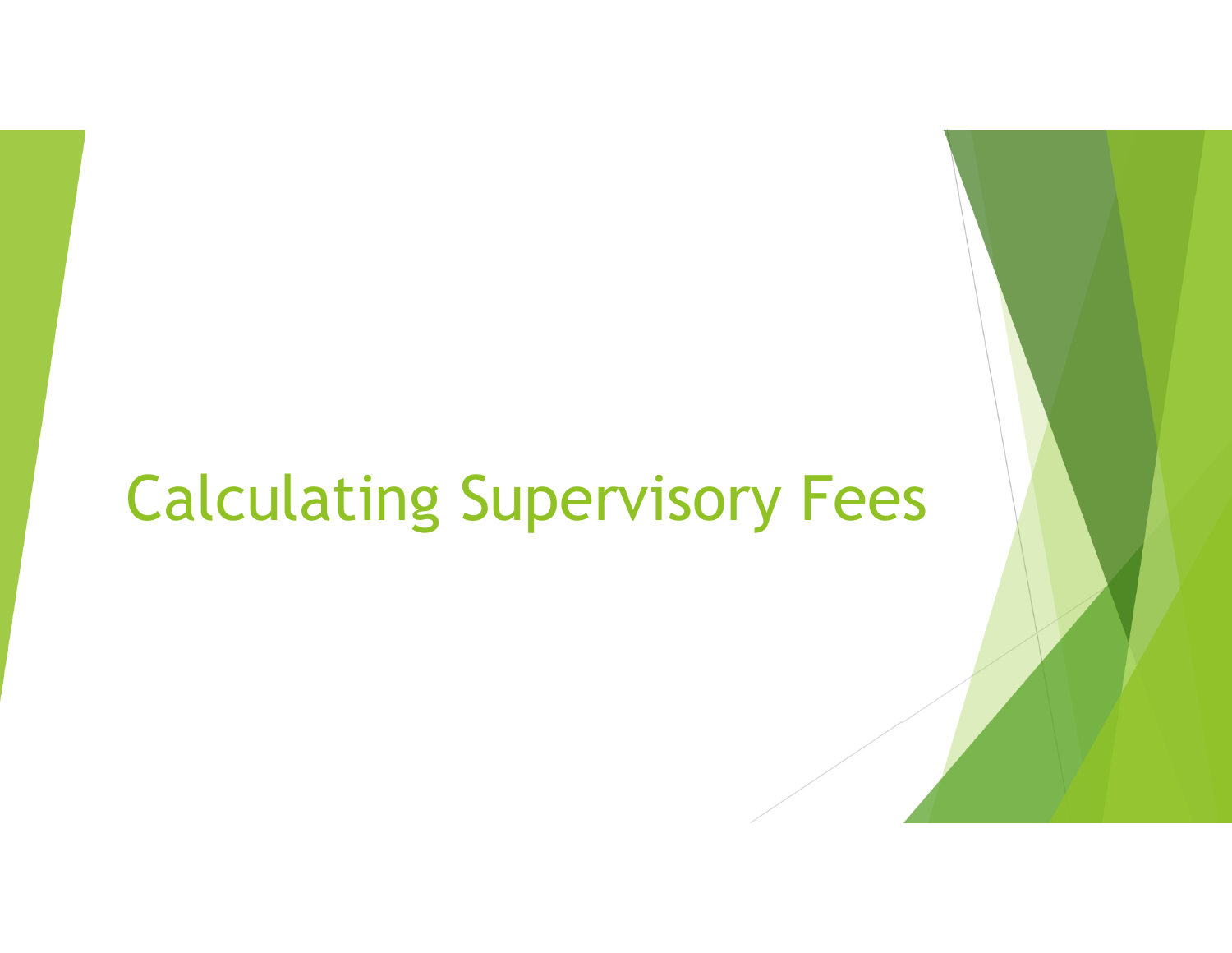# Calculating Supervisory Fees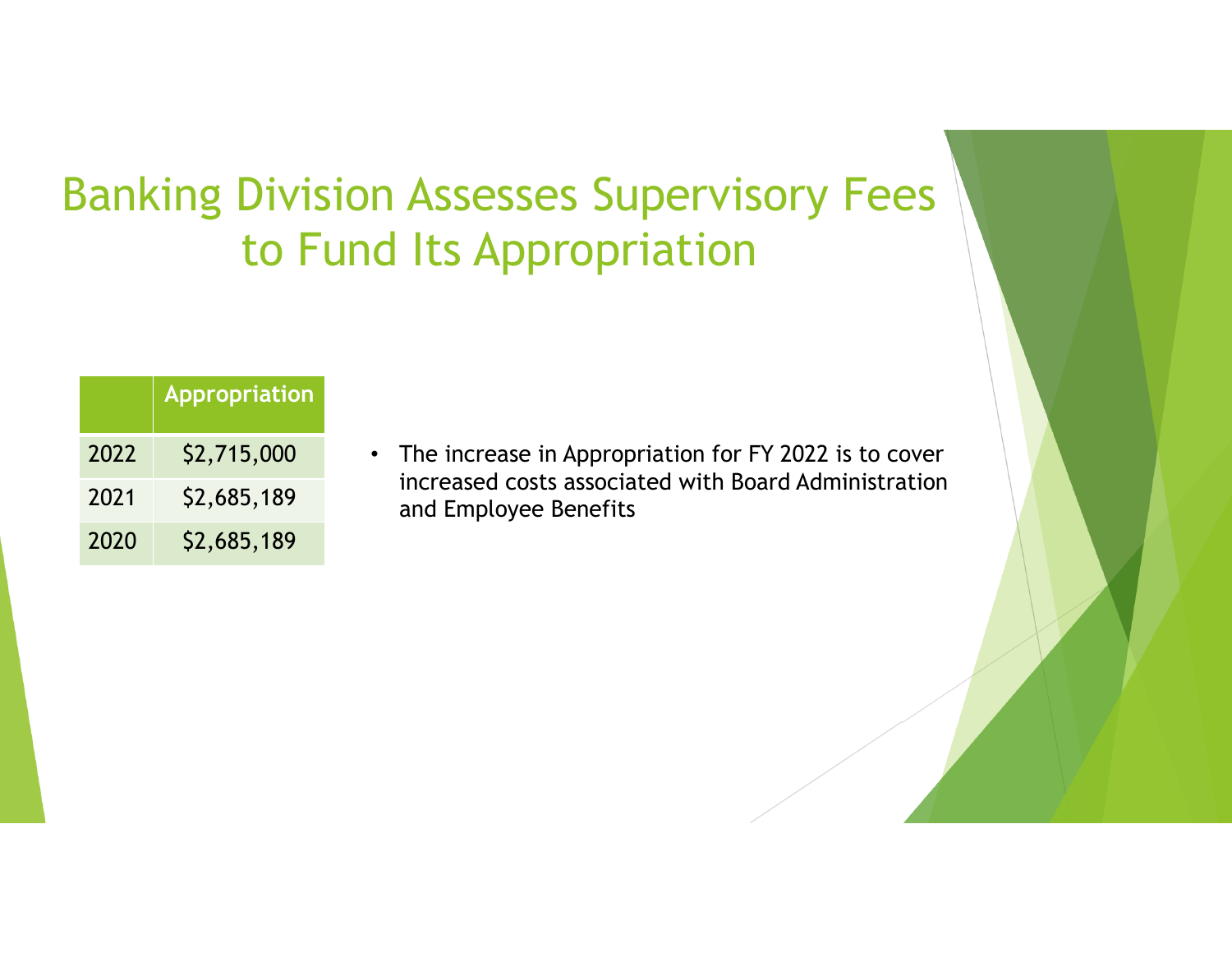# Banking Division Assesses Supervisory Fees to Fund Its Appropriation

| | Appropriation |
|---|---|
| 2022 | $2,715,000 |
| 2021 | $2,685,189 |
| 2020 | $2,685,189 |

- The increase in Appropriation for FY 2022 is to cover increased costs associated with Board Administration and Employee Benefits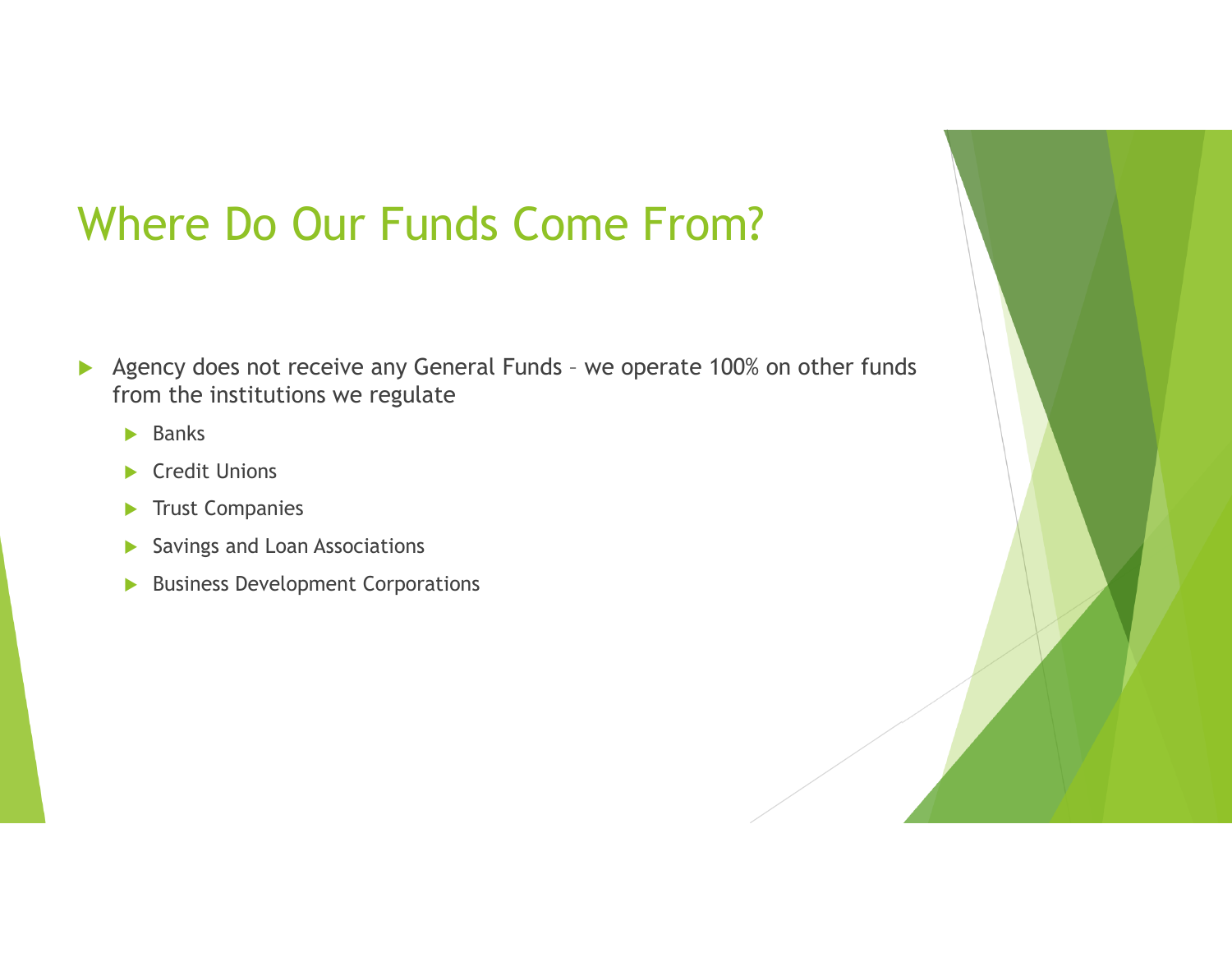# Where Do Our Funds Come From?

- Agency does not receive any General Funds – we operate 100% on other funds from the institutions we regulate
  - Banks
  - Credit Unions
  - Trust Companies
  - Savings and Loan Associations
  - Business Development Corporations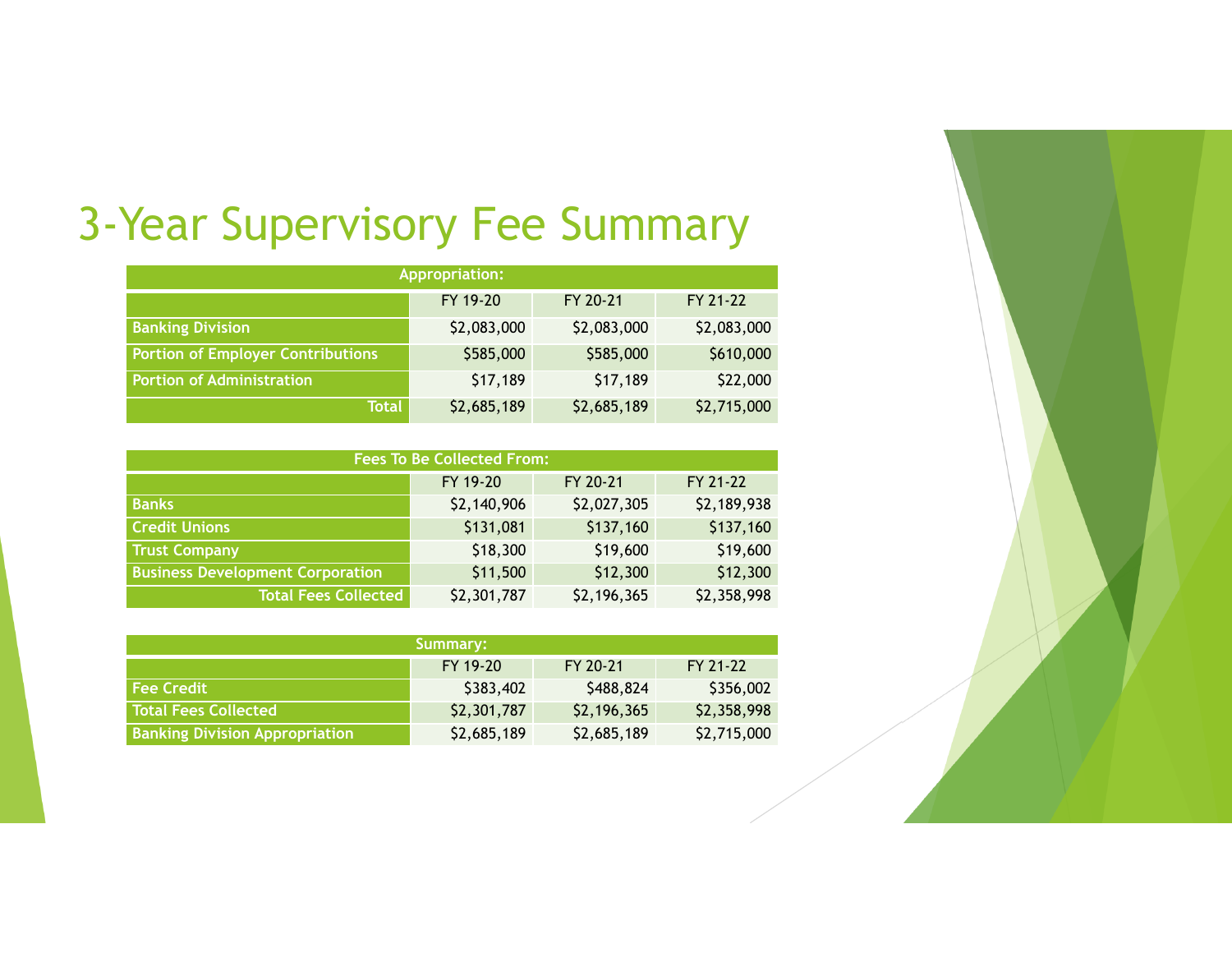# 3-Year Supervisory Fee Summary

| Appropriation: | | | |
|---|---|---|---|
| | FY 19-20 | FY 20-21 | FY 21-22 |
| **Banking Division** | $2,083,000 | $2,083,000 | $2,083,000 |
| **Portion of Employer Contributions** | $585,000 | $585,000 | $610,000 |
| **Portion of Administration** | $17,189 | $17,189 | $22,000 |
| **Total** | $2,685,189 | $2,685,189 | $2,715,000 |

| Fees To Be Collected From: | | | |
|---|---|---|---|
| | FY 19-20 | FY 20-21 | FY 21-22 |
| **Banks** | $2,140,906 | $2,027,305 | $2,189,938 |
| **Credit Unions** | $131,081 | $137,160 | $137,160 |
| **Trust Company** | $18,300 | $19,600 | $19,600 |
| **Business Development Corporation** | $11,500 | $12,300 | $12,300 |
| **Total Fees Collected** | $2,301,787 | $2,196,365 | $2,358,998 |

| Summary: | | | |
|---|---|---|---|
| | FY 19-20 | FY 20-21 | FY 21-22 |
| **Fee Credit** | $383,402 | $488,824 | $356,002 |
| **Total Fees Collected** | $2,301,787 | $2,196,365 | $2,358,998 |
| **Banking Division Appropriation** | $2,685,189 | $2,685,189 | $2,715,000 |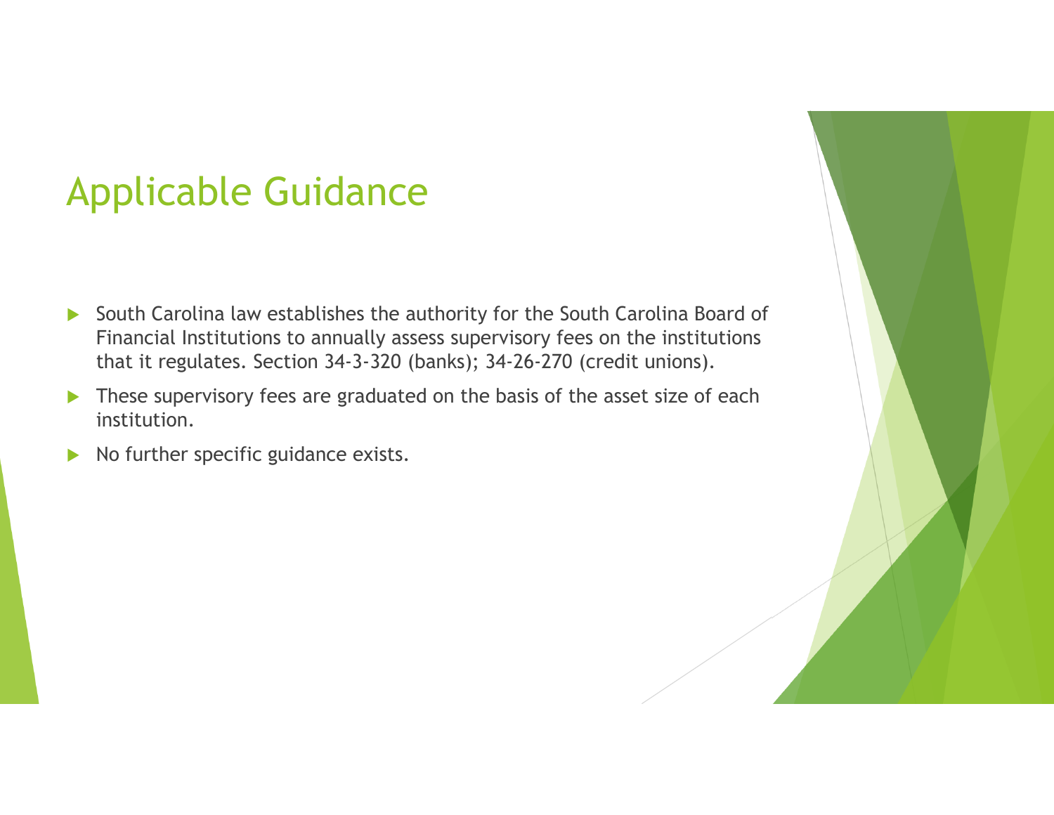# Applicable Guidance

- South Carolina law establishes the authority for the South Carolina Board of Financial Institutions to annually assess supervisory fees on the institutions that it regulates. Section 34-3-320 (banks); 34-26-270 (credit unions).
- These supervisory fees are graduated on the basis of the asset size of each institution.
- No further specific guidance exists.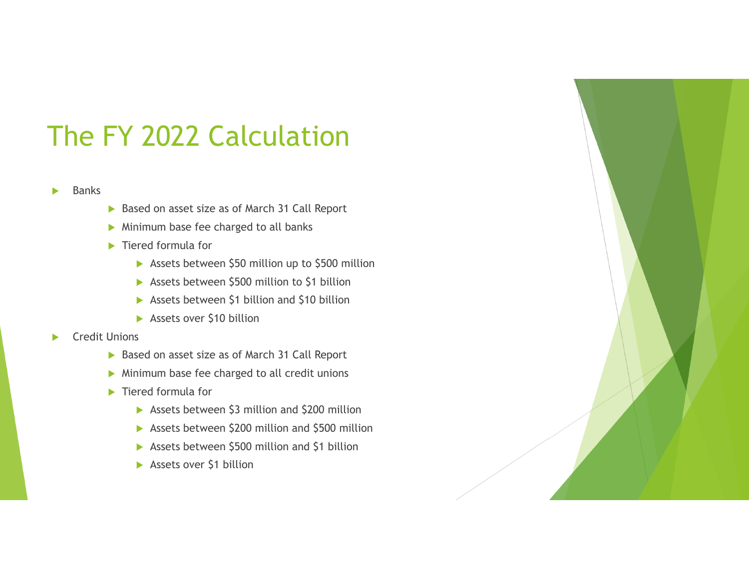# The FY 2022 Calculation

- Banks
  - Based on asset size as of March 31 Call Report
  - Minimum base fee charged to all banks
  - Tiered formula for
    - Assets between $50 million up to $500 million
    - Assets between $500 million to $1 billion
    - Assets between $1 billion and $10 billion
    - Assets over $10 billion
- Credit Unions
  - Based on asset size as of March 31 Call Report
  - Minimum base fee charged to all credit unions
  - Tiered formula for
    - Assets between $3 million and $200 million
    - Assets between $200 million and $500 million
    - Assets between $500 million and $1 billion
    - Assets over $1 billion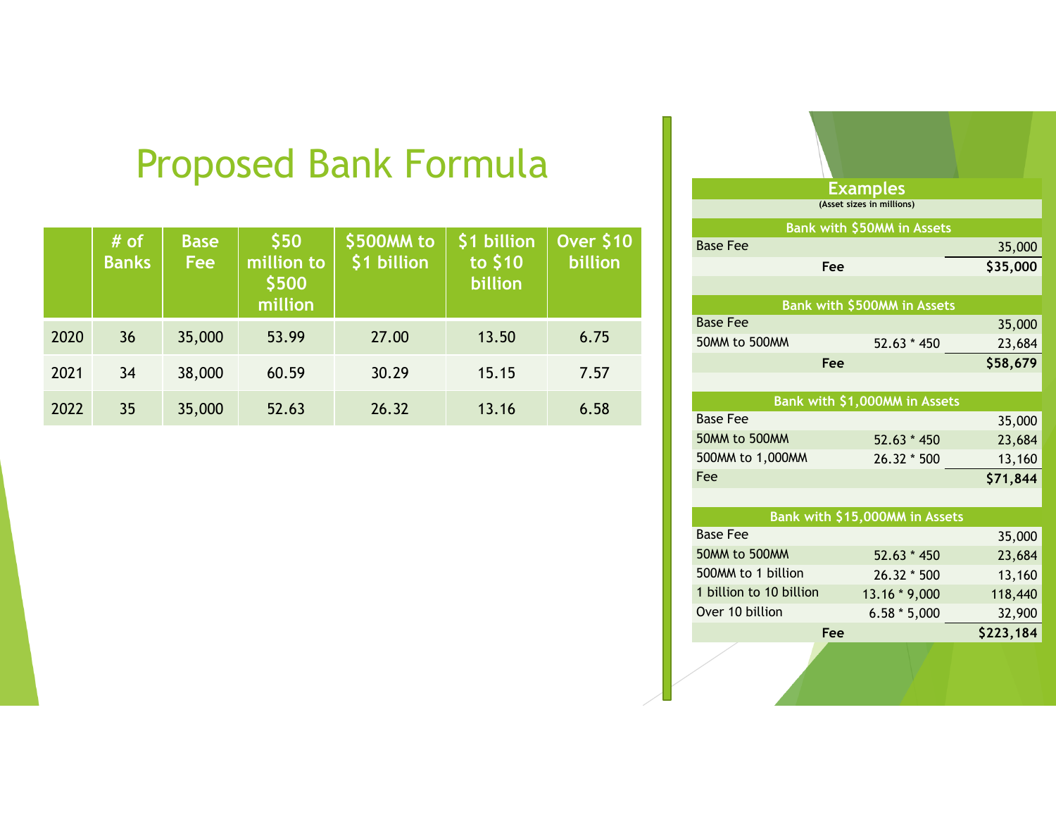# Proposed Bank Formula

|  | # of Banks | Base Fee | $50 million to $500 million | $500MM to $1 billion | $1 billion to $10 billion | Over $10 billion |
|---|---|---|---|---|---|---|
| 2020 | 36 | 35,000 | 53.99 | 27.00 | 13.50 | 6.75 |
| 2021 | 34 | 38,000 | 60.59 | 30.29 | 15.15 | 7.57 |
| 2022 | 35 | 35,000 | 52.63 | 26.32 | 13.16 | 6.58 |

## Examples

(Asset sizes in millions)

| Bank with $50MM in Assets | | |
|---|---|---|
| Base Fee | | 35,000 |
| **Fee** | | **$35,000** |

| Bank with $500MM in Assets | | |
|---|---|---|
| Base Fee | | 35,000 |
| 50MM to 500MM | 52.63 * 450 | 23,684 |
| **Fee** | | **$58,679** |

| Bank with $1,000MM in Assets | | |
|---|---|---|
| Base Fee | | 35,000 |
| 50MM to 500MM | 52.63 * 450 | 23,684 |
| 500MM to 1,000MM | 26.32 * 500 | 13,160 |
| Fee | | **$71,844** |

| Bank with $15,000MM in Assets | | |
|---|---|---|
| Base Fee | | 35,000 |
| 50MM to 500MM | 52.63 * 450 | 23,684 |
| 500MM to 1 billion | 26.32 * 500 | 13,160 |
| 1 billion to 10 billion | 13.16 * 9,000 | 118,440 |
| Over 10 billion | 6.58 * 5,000 | 32,900 |
| **Fee** | | **$223,184** |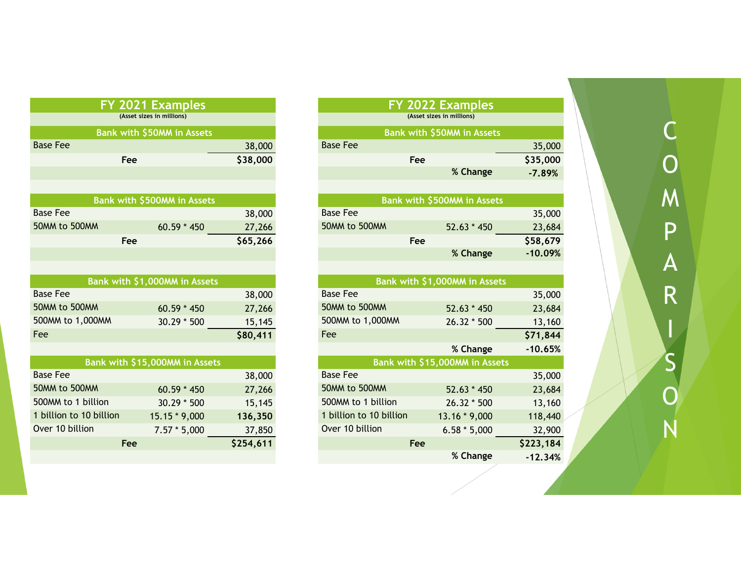# COMPARISON

## FY 2021 Examples

(Asset sizes in millions)

### Bank with $50MM in Assets

| | | |
|---|---|---|
| Base Fee | | 38,000 |
| Fee | | $38,000 |

### Bank with $500MM in Assets

| | | |
|---|---|---|
| Base Fee | | 38,000 |
| 50MM to 500MM | 60.59 * 450 | 27,266 |
| Fee | | $65,266 |

### Bank with $1,000MM in Assets

| | | |
|---|---|---|
| Base Fee | | 38,000 |
| 50MM to 500MM | 60.59 * 450 | 27,266 |
| 500MM to 1,000MM | 30.29 * 500 | 15,145 |
| Fee | | $80,411 |

### Bank with $15,000MM in Assets

| | | |
|---|---|---|
| Base Fee | | 38,000 |
| 50MM to 500MM | 60.59 * 450 | 27,266 |
| 500MM to 1 billion | 30.29 * 500 | 15,145 |
| 1 billion to 10 billion | 15.15 * 9,000 | 136,350 |
| Over 10 billion | 7.57 * 5,000 | 37,850 |
| Fee | | $254,611 |

## FY 2022 Examples

(Asset sizes in millions)

### Bank with $50MM in Assets

| | | |
|---|---|---|
| Base Fee | | 35,000 |
| Fee | | $35,000 |
| | % Change | -7.89% |

### Bank with $500MM in Assets

| | | |
|---|---|---|
| Base Fee | | 35,000 |
| 50MM to 500MM | 52.63 * 450 | 23,684 |
| Fee | | $58,679 |
| | % Change | -10.09% |

### Bank with $1,000MM in Assets

| | | |
|---|---|---|
| Base Fee | | 35,000 |
| 50MM to 500MM | 52.63 * 450 | 23,684 |
| 500MM to 1,000MM | 26.32 * 500 | 13,160 |
| Fee | | $71,844 |
| | % Change | -10.65% |

### Bank with $15,000MM in Assets

| | | |
|---|---|---|
| Base Fee | | 35,000 |
| 50MM to 500MM | 52.63 * 450 | 23,684 |
| 500MM to 1 billion | 26.32 * 500 | 13,160 |
| 1 billion to 10 billion | 13.16 * 9,000 | 118,440 |
| Over 10 billion | 6.58 * 5,000 | 32,900 |
| Fee | | $223,184 |
| | % Change | -12.34% |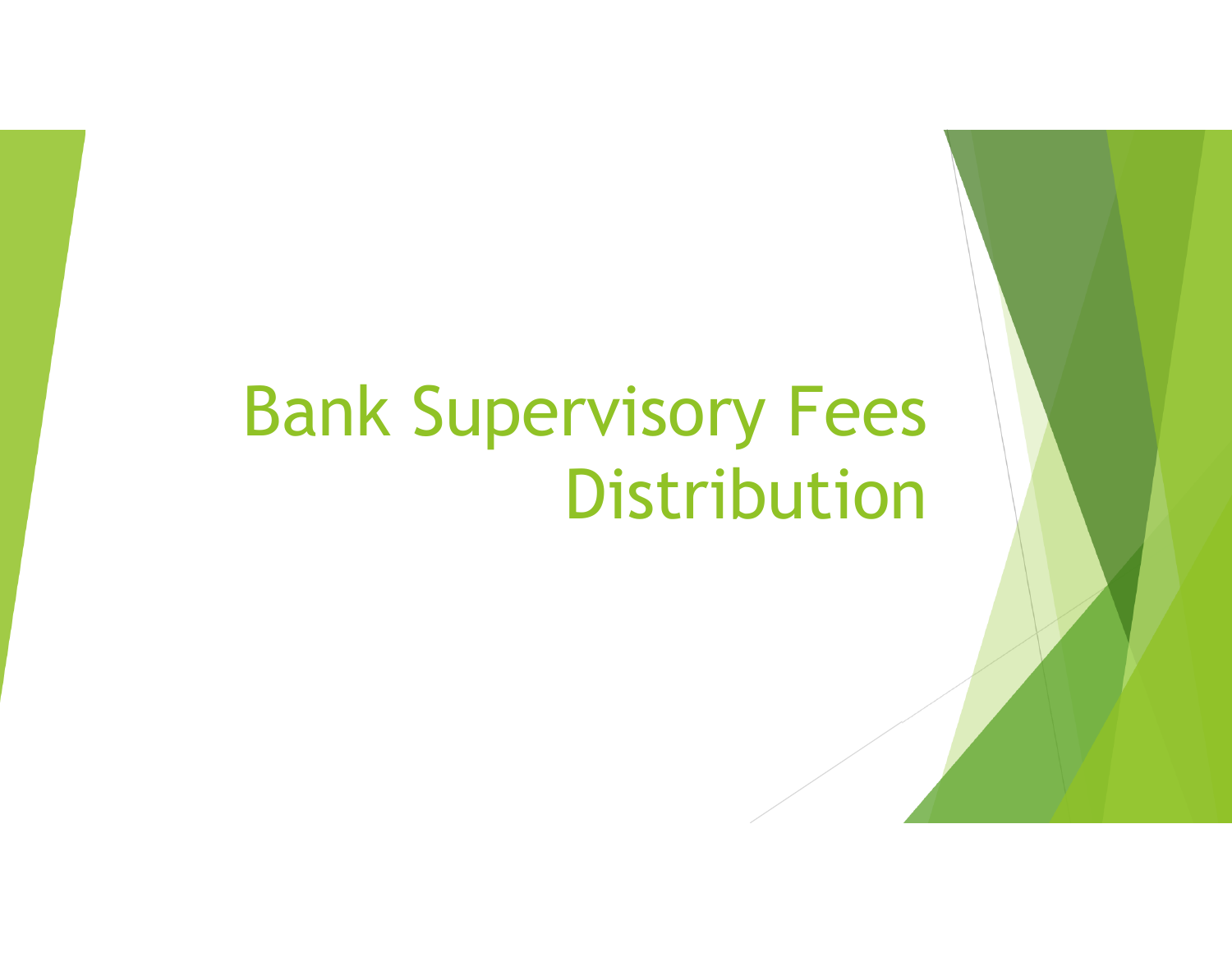# Bank Supervisory Fees Distribution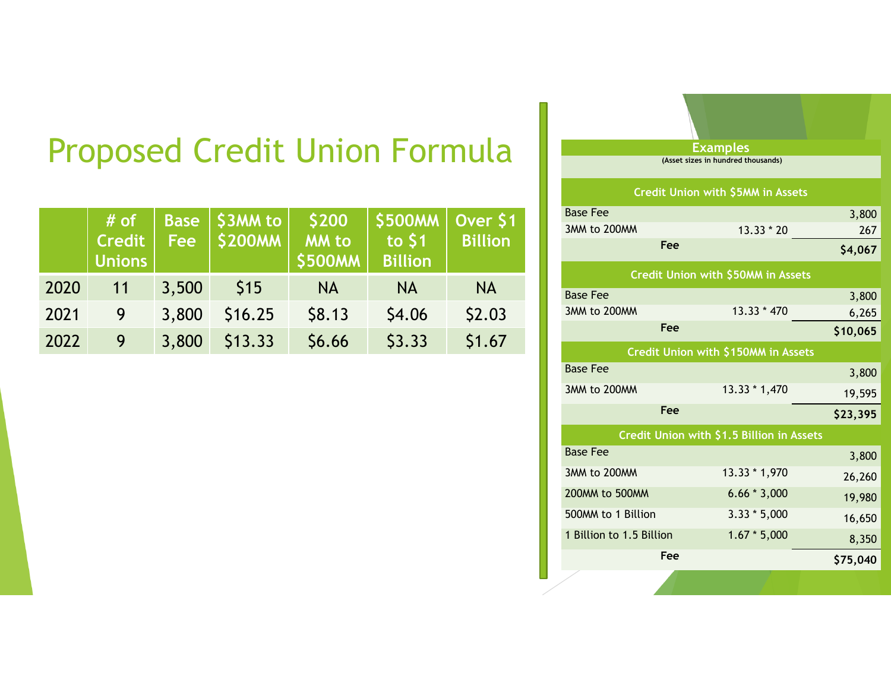# Proposed Credit Union Formula

| | # of Credit Unions | Base Fee | $3MM to $200MM | $200 MM to $500MM | $500MM to $1 Billion | Over $1 Billion |
|---|---|---|---|---|---|---|
| 2020 | 11 | 3,500 | $15 | NA | NA | NA |
| 2021 | 9 | 3,800 | $16.25 | $8.13 | $4.06 | $2.03 |
| 2022 | 9 | 3,800 | $13.33 | $6.66 | $3.33 | $1.67 |

## Examples

**(Asset sizes in hundred thousands)**

| Credit Union with $5MM in Assets | | |
|---|---|---|
| Base Fee | | 3,800 |
| 3MM to 200MM | 13.33 * 20 | 267 |
| **Fee** | | **$4,067** |

| Credit Union with $50MM in Assets | | |
|---|---|---|
| Base Fee | | 3,800 |
| 3MM to 200MM | 13.33 * 470 | 6,265 |
| **Fee** | | **$10,065** |

| Credit Union with $150MM in Assets | | |
|---|---|---|
| Base Fee | | 3,800 |
| 3MM to 200MM | 13.33 * 1,470 | 19,595 |
| **Fee** | | **$23,395** |

| Credit Union with $1.5 Billion in Assets | | |
|---|---|---|
| Base Fee | | 3,800 |
| 3MM to 200MM | 13.33 * 1,970 | 26,260 |
| 200MM to 500MM | 6.66 * 3,000 | 19,980 |
| 500MM to 1 Billion | 3.33 * 5,000 | 16,650 |
| 1 Billion to 1.5 Billion | 1.67 * 5,000 | 8,350 |
| **Fee** | | **$75,040** |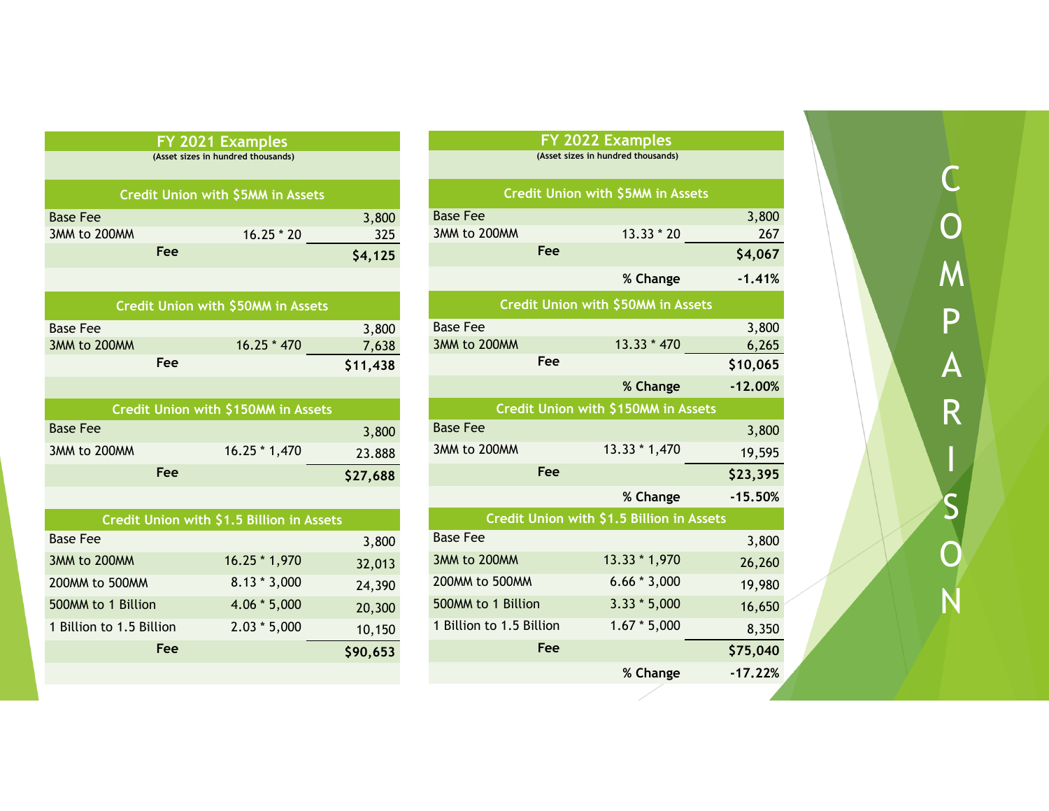# COMPARISON

## FY 2021 Examples

(Asset sizes in hundred thousands)

| Credit Union with $5MM in Assets | | |
|---|---|---|
| Base Fee | | 3,800 |
| 3MM to 200MM | 16.25 * 20 | 325 |
| **Fee** | | **$4,125** |

| Credit Union with $50MM in Assets | | |
|---|---|---|
| Base Fee | | 3,800 |
| 3MM to 200MM | 16.25 * 470 | 7,638 |
| **Fee** | | **$11,438** |

| Credit Union with $150MM in Assets | | |
|---|---|---|
| Base Fee | | 3,800 |
| 3MM to 200MM | 16.25 * 1,470 | 23.888 |
| **Fee** | | **$27,688** |

| Credit Union with $1.5 Billion in Assets | | |
|---|---|---|
| Base Fee | | 3,800 |
| 3MM to 200MM | 16.25 * 1,970 | 32,013 |
| 200MM to 500MM | 8.13 * 3,000 | 24,390 |
| 500MM to 1 Billion | 4.06 * 5,000 | 20,300 |
| 1 Billion to 1.5 Billion | 2.03 * 5,000 | 10,150 |
| **Fee** | | **$90,653** |

## FY 2022 Examples

(Asset sizes in hundred thousands)

| Credit Union with $5MM in Assets | | |
|---|---|---|
| Base Fee | | 3,800 |
| 3MM to 200MM | 13.33 * 20 | 267 |
| **Fee** | | **$4,067** |
| | **% Change** | **-1.41%** |

| Credit Union with $50MM in Assets | | |
|---|---|---|
| Base Fee | | 3,800 |
| 3MM to 200MM | 13.33 * 470 | 6,265 |
| **Fee** | | **$10,065** |
| | **% Change** | **-12.00%** |

| Credit Union with $150MM in Assets | | |
|---|---|---|
| Base Fee | | 3,800 |
| 3MM to 200MM | 13.33 * 1,470 | 19,595 |
| **Fee** | | **$23,395** |
| | **% Change** | **-15.50%** |

| Credit Union with $1.5 Billion in Assets | | |
|---|---|---|
| Base Fee | | 3,800 |
| 3MM to 200MM | 13.33 * 1,970 | 26,260 |
| 200MM to 500MM | 6.66 * 3,000 | 19,980 |
| 500MM to 1 Billion | 3.33 * 5,000 | 16,650 |
| 1 Billion to 1.5 Billion | 1.67 * 5,000 | 8,350 |
| **Fee** | | **$75,040** |
| | **% Change** | **-17.22%** |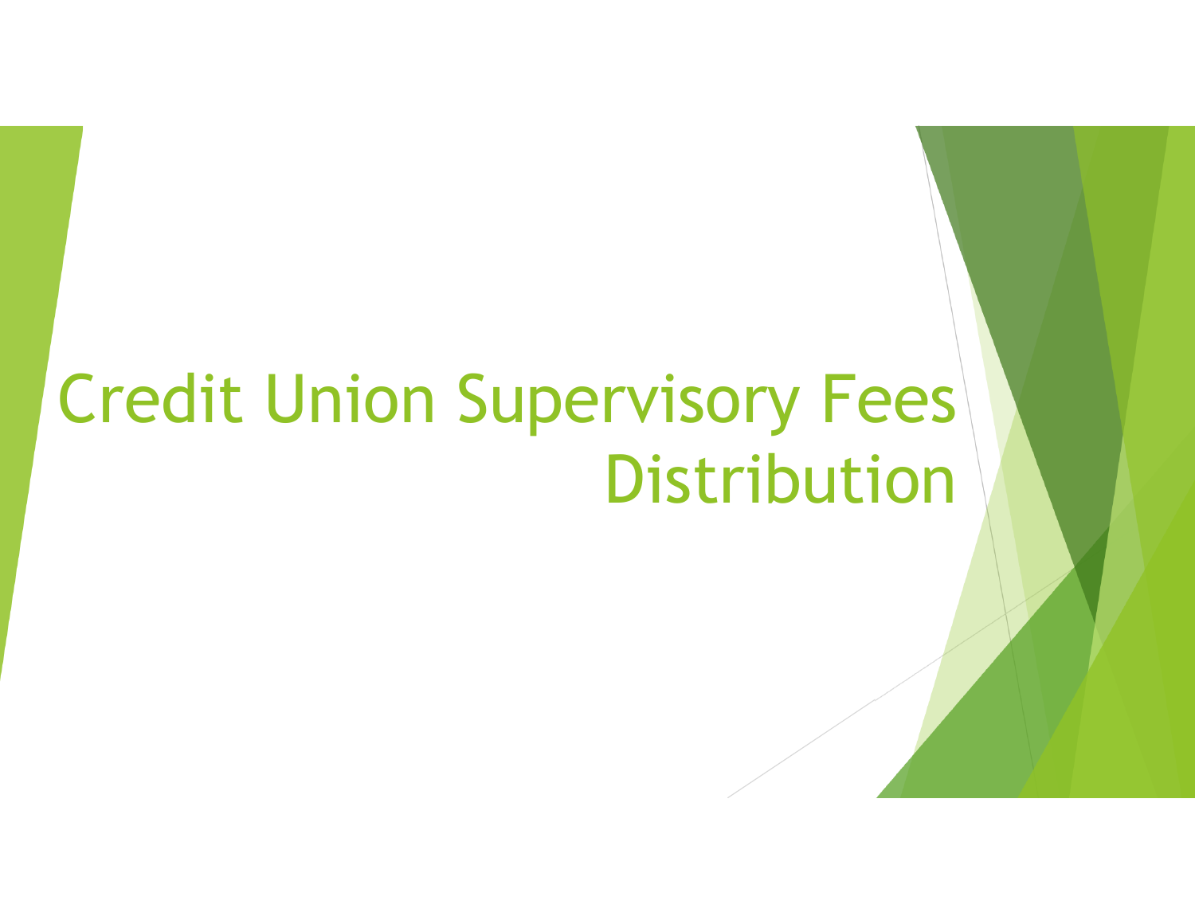# Credit Union Supervisory Fees Distribution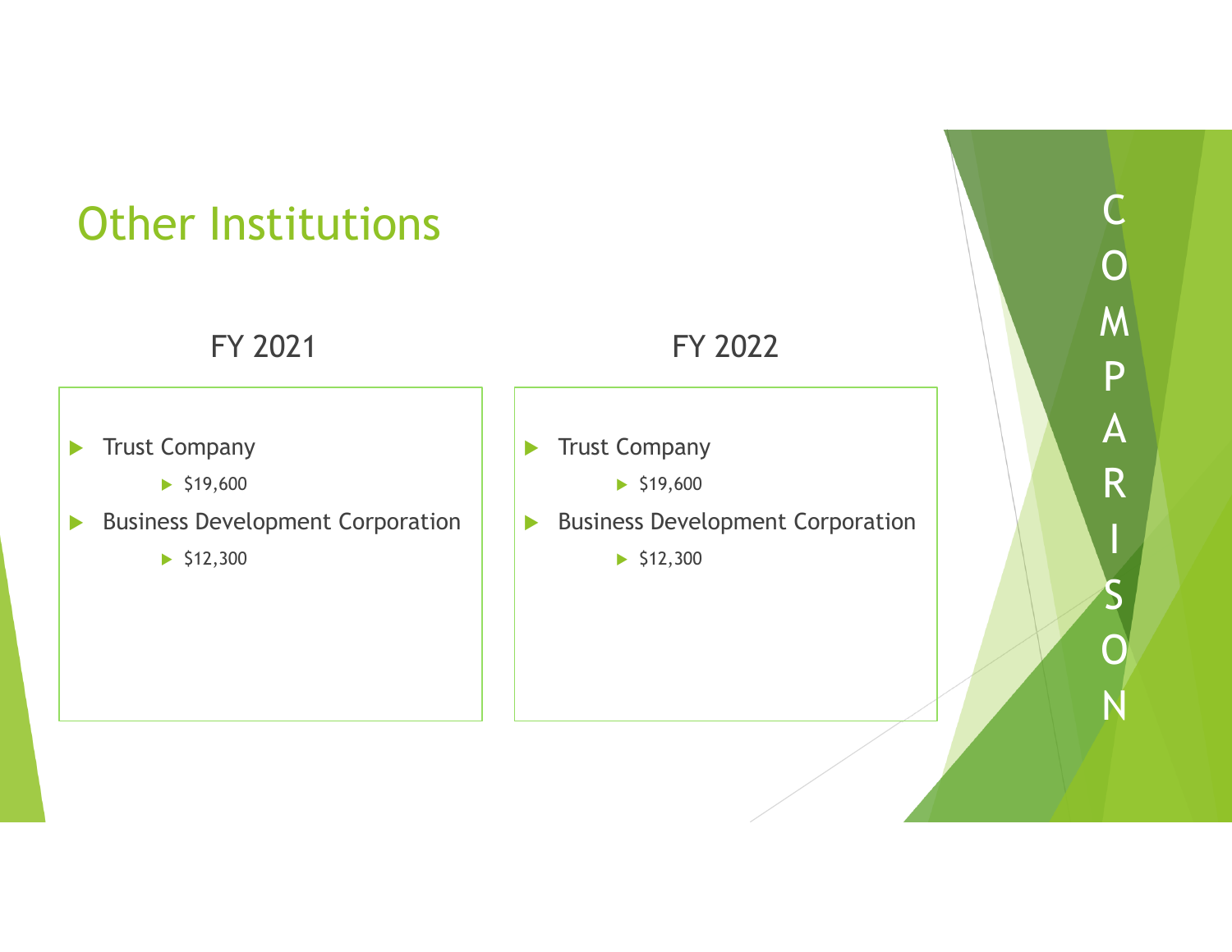# Other Institutions

COMPARISON

## FY 2021

- Trust Company
  - $19,600
- Business Development Corporation
  - $12,300

## FY 2022

- Trust Company
  - $19,600
- Business Development Corporation
  - $12,300